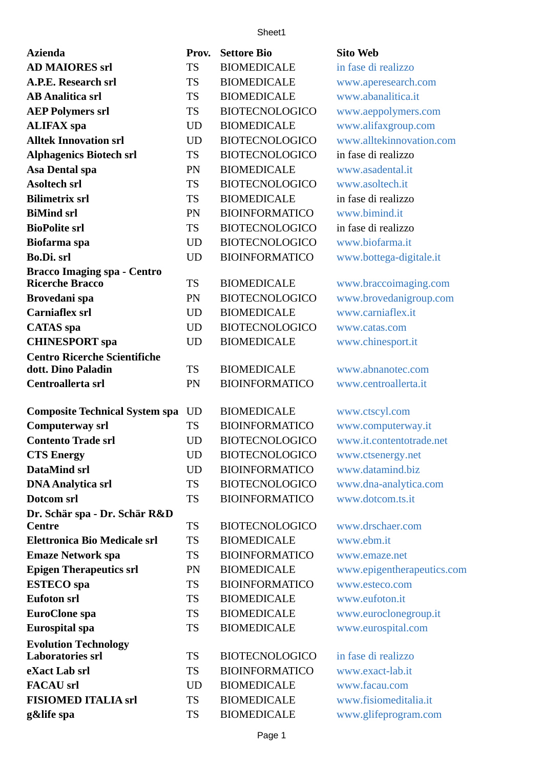| Azienda | Prov. | Settore Bio | Sito Web |
|---|---|---|---|
| **AD MAIORES srl** | TS | BIOMEDICALE | in fase di realizzo |
| **A.P.E. Research srl** | TS | BIOMEDICALE | www.aperesearch.com |
| **AB Analitica srl** | TS | BIOMEDICALE | www.abanalitica.it |
| **AEP Polymers srl** | TS | BIOTECNOLOGICO | www.aeppolymers.com |
| **ALIFAX spa** | UD | BIOMEDICALE | www.alifaxgroup.com |
| **Alltek Innovation srl** | UD | BIOTECNOLOGICO | www.alltekinnovation.com |
| **Alphagenics Biotech srl** | TS | BIOTECNOLOGICO | in fase di realizzo |
| **Asa Dental spa** | PN | BIOMEDICALE | www.asadental.it |
| **Asoltech srl** | TS | BIOTECNOLOGICO | www.asoltech.it |
| **Bilimetrix srl** | TS | BIOMEDICALE | in fase di realizzo |
| **BiMind srl** | PN | BIOINFORMATICO | www.bimind.it |
| **BioPolite srl** | TS | BIOTECNOLOGICO | in fase di realizzo |
| **Biofarma spa** | UD | BIOTECNOLOGICO | www.biofarma.it |
| **Bo.Di. srl** | UD | BIOINFORMATICO | www.bottega-digitale.it |
| **Bracco Imaging spa - Centro Ricerche Bracco** | TS | BIOMEDICALE | www.braccoimaging.com |
| **Brovedani spa** | PN | BIOTECNOLOGICO | www.brovedanigroup.com |
| **Carniaflex srl** | UD | BIOMEDICALE | www.carniaflex.it |
| **CATAS spa** | UD | BIOTECNOLOGICO | www.catas.com |
| **CHINESPORT spa** | UD | BIOMEDICALE | www.chinesport.it |
| **Centro Ricerche Scientifiche dott. Dino Paladin** | TS | BIOMEDICALE | www.abnanotec.com |
| **Centroallerta srl** | PN | BIOINFORMATICO | www.centroallerta.it |
| **Composite Technical System spa** | UD | BIOMEDICALE | www.ctscyl.com |
| **Computerway srl** | TS | BIOINFORMATICO | www.computerway.it |
| **Contento Trade srl** | UD | BIOTECNOLOGICO | www.it.contentotrade.net |
| **CTS Energy** | UD | BIOTECNOLOGICO | www.ctsenergy.net |
| **DataMind srl** | UD | BIOINFORMATICO | www.datamind.biz |
| **DNA Analytica srl** | TS | BIOTECNOLOGICO | www.dna-analytica.com |
| **Dotcom srl** | TS | BIOINFORMATICO | www.dotcom.ts.it |
| **Dr. Schär spa - Dr. Schär R&D Centre** | TS | BIOTECNOLOGICO | www.drschaer.com |
| **Elettronica Bio Medicale srl** | TS | BIOMEDICALE | www.ebm.it |
| **Emaze Network spa** | TS | BIOINFORMATICO | www.emaze.net |
| **Epigen Therapeutics srl** | PN | BIOMEDICALE | www.epigentherapeutics.com |
| **ESTECO spa** | TS | BIOINFORMATICO | www.esteco.com |
| **Eufoton srl** | TS | BIOMEDICALE | www.eufoton.it |
| **EuroClone spa** | TS | BIOMEDICALE | www.euroclonegroup.it |
| **Eurospital spa** | TS | BIOMEDICALE | www.eurospital.com |
| **Evolution Technology Laboratories srl** | TS | BIOTECNOLOGICO | in fase di realizzo |
| **eXact Lab srl** | TS | BIOINFORMATICO | www.exact-lab.it |
| **FACAU srl** | UD | BIOMEDICALE | www.facau.com |
| **FISIOMED ITALIA srl** | TS | BIOMEDICALE | www.fisiomeditalia.it |
| **g&life spa** | TS | BIOMEDICALE | www.glifeprogram.com |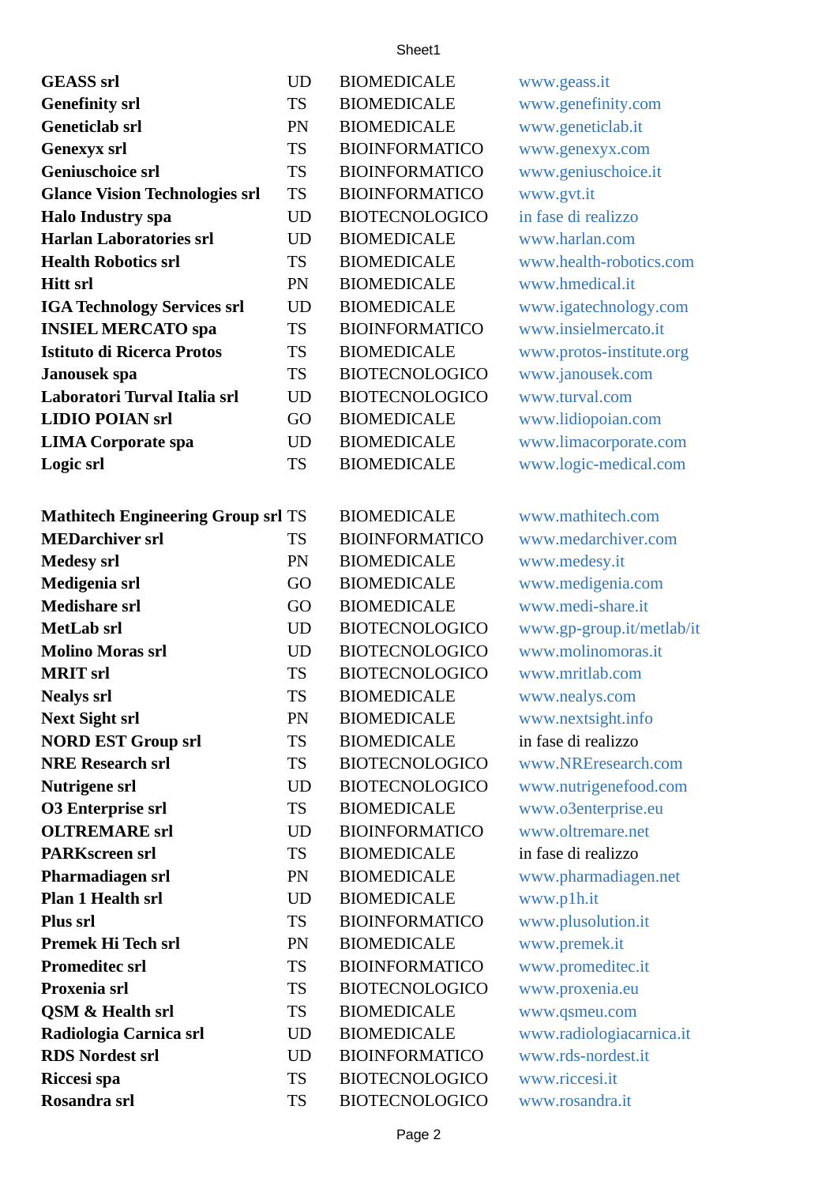| | | | |
|---|---|---|---|
| **GEASS srl** | UD | BIOMEDICALE | www.geass.it |
| **Genefinity srl** | TS | BIOMEDICALE | www.genefinity.com |
| **Geneticlab srl** | PN | BIOMEDICALE | www.geneticlab.it |
| **Genexyx srl** | TS | BIOINFORMATICO | www.genexyx.com |
| **Geniuschoice srl** | TS | BIOINFORMATICO | www.geniuschoice.it |
| **Glance Vision Technologies srl** | TS | BIOINFORMATICO | www.gvt.it |
| **Halo Industry spa** | UD | BIOTECNOLOGICO | in fase di realizzo |
| **Harlan Laboratories srl** | UD | BIOMEDICALE | www.harlan.com |
| **Health Robotics srl** | TS | BIOMEDICALE | www.health-robotics.com |
| **Hitt srl** | PN | BIOMEDICALE | www.hmedical.it |
| **IGA Technology Services srl** | UD | BIOMEDICALE | www.igatechnology.com |
| **INSIEL MERCATO spa** | TS | BIOINFORMATICO | www.insielmercato.it |
| **Istituto di Ricerca Protos** | TS | BIOMEDICALE | www.protos-institute.org |
| **Janousek spa** | TS | BIOTECNOLOGICO | www.janousek.com |
| **Laboratori Turval Italia srl** | UD | BIOTECNOLOGICO | www.turval.com |
| **LIDIO POIAN srl** | GO | BIOMEDICALE | www.lidiopoian.com |
| **LIMA Corporate spa** | UD | BIOMEDICALE | www.limacorporate.com |
| **Logic srl** | TS | BIOMEDICALE | www.logic-medical.com |
| **Mathitech Engineering Group srl** | TS | BIOMEDICALE | www.mathitech.com |
| **MEDarchiver srl** | TS | BIOINFORMATICO | www.medarchiver.com |
| **Medesy srl** | PN | BIOMEDICALE | www.medesy.it |
| **Medigenia srl** | GO | BIOMEDICALE | www.medigenia.com |
| **Medishare srl** | GO | BIOMEDICALE | www.medi-share.it |
| **MetLab srl** | UD | BIOTECNOLOGICO | www.gp-group.it/metlab/it |
| **Molino Moras srl** | UD | BIOTECNOLOGICO | www.molinomoras.it |
| **MRIT srl** | TS | BIOTECNOLOGICO | www.mritlab.com |
| **Nealys srl** | TS | BIOMEDICALE | www.nealys.com |
| **Next Sight srl** | PN | BIOMEDICALE | www.nextsight.info |
| **NORD EST Group srl** | TS | BIOMEDICALE | in fase di realizzo |
| **NRE Research srl** | TS | BIOTECNOLOGICO | www.NREresearch.com |
| **Nutrigene srl** | UD | BIOTECNOLOGICO | www.nutrigenefood.com |
| **O3 Enterprise srl** | TS | BIOMEDICALE | www.o3enterprise.eu |
| **OLTREMARE srl** | UD | BIOINFORMATICO | www.oltremare.net |
| **PARKscreen srl** | TS | BIOMEDICALE | in fase di realizzo |
| **Pharmadiagen srl** | PN | BIOMEDICALE | www.pharmadiagen.net |
| **Plan 1 Health srl** | UD | BIOMEDICALE | www.p1h.it |
| **Plus srl** | TS | BIOINFORMATICO | www.plusolution.it |
| **Premek Hi Tech srl** | PN | BIOMEDICALE | www.premek.it |
| **Promeditec srl** | TS | BIOINFORMATICO | www.promeditec.it |
| **Proxenia srl** | TS | BIOTECNOLOGICO | www.proxenia.eu |
| **QSM & Health srl** | TS | BIOMEDICALE | www.qsmeu.com |
| **Radiologia Carnica srl** | UD | BIOMEDICALE | www.radiologiacarnica.it |
| **RDS Nordest srl** | UD | BIOINFORMATICO | www.rds-nordest.it |
| **Riccesi spa** | TS | BIOTECNOLOGICO | www.riccesi.it |
| **Rosandra srl** | TS | BIOTECNOLOGICO | www.rosandra.it |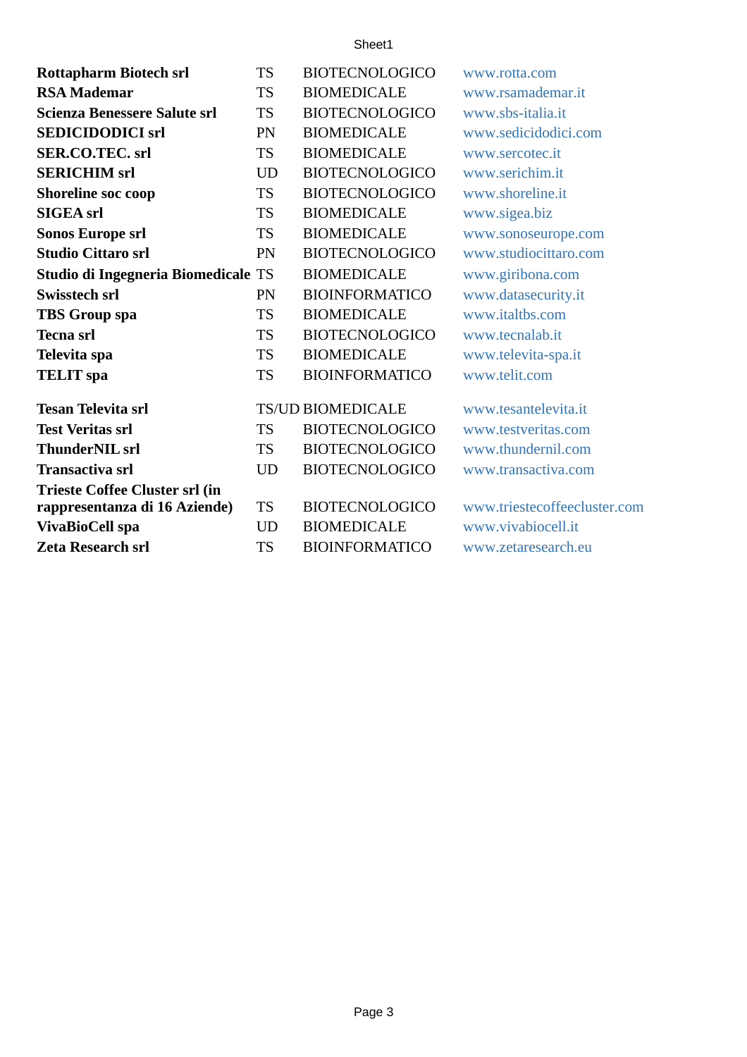| | | | |
|---|---|---|---|
| **Rottapharm Biotech srl** | TS | BIOTECNOLOGICO | www.rotta.com |
| **RSA Mademar** | TS | BIOMEDICALE | www.rsamademar.it |
| **Scienza Benessere Salute srl** | TS | BIOTECNOLOGICO | www.sbs-italia.it |
| **SEDICIDODICI srl** | PN | BIOMEDICALE | www.sedicidodici.com |
| **SER.CO.TEC. srl** | TS | BIOMEDICALE | www.sercotec.it |
| **SERICHIM srl** | UD | BIOTECNOLOGICO | www.serichim.it |
| **Shoreline soc coop** | TS | BIOTECNOLOGICO | www.shoreline.it |
| **SIGEA srl** | TS | BIOMEDICALE | www.sigea.biz |
| **Sonos Europe srl** | TS | BIOMEDICALE | www.sonoseurope.com |
| **Studio Cittaro srl** | PN | BIOTECNOLOGICO | www.studiocittaro.com |
| **Studio di Ingegneria Biomedicale** | TS | BIOMEDICALE | www.giribona.com |
| **Swisstech srl** | PN | BIOINFORMATICO | www.datasecurity.it |
| **TBS Group spa** | TS | BIOMEDICALE | www.italtbs.com |
| **Tecna srl** | TS | BIOTECNOLOGICO | www.tecnalab.it |
| **Televita spa** | TS | BIOMEDICALE | www.televita-spa.it |
| **TELIT spa** | TS | BIOINFORMATICO | www.telit.com |
| **Tesan Televita srl** | TS/UD | BIOMEDICALE | www.tesantelevita.it |
| **Test Veritas srl** | TS | BIOTECNOLOGICO | www.testveritas.com |
| **ThunderNIL srl** | TS | BIOTECNOLOGICO | www.thundernil.com |
| **Transactiva srl** | UD | BIOTECNOLOGICO | www.transactiva.com |
| **Trieste Coffee Cluster srl (in rappresentanza di 16 Aziende)** | TS | BIOTECNOLOGICO | www.triestecoffeecluster.com |
| **VivaBioCell spa** | UD | BIOMEDICALE | www.vivabiocell.it |
| **Zeta Research srl** | TS | BIOINFORMATICO | www.zetaresearch.eu |